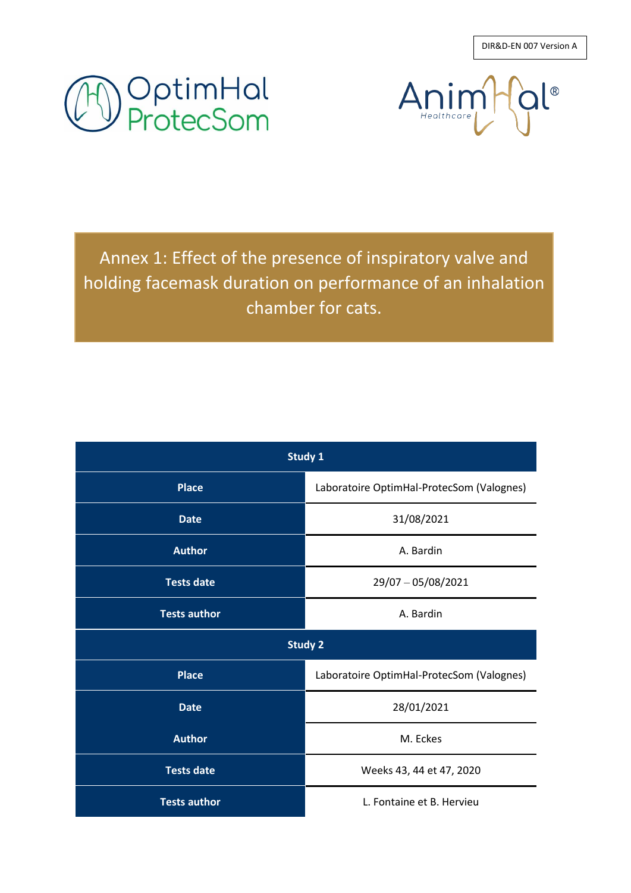DIR&D-EN 007 Version A

OptimHal ProtecSom

AnimHal® Healthcare

# Annex 1: Effect of the presence of inspiratory valve and holding facemask duration on performance of an inhalation chamber for cats.

| Study 1 | |
|---|---|
| **Place** | Laboratoire OptimHal-ProtecSom (Valognes) |
| **Date** | 31/08/2021 |
| **Author** | A. Bardin |
| **Tests date** | 29/07 – 05/08/2021 |
| **Tests author** | A. Bardin |
| **Study 2** | |
| **Place** | Laboratoire OptimHal-ProtecSom (Valognes) |
| **Date** | 28/01/2021 |
| **Author** | M. Eckes |
| **Tests date** | Weeks 43, 44 et 47, 2020 |
| **Tests author** | L. Fontaine et B. Hervieu |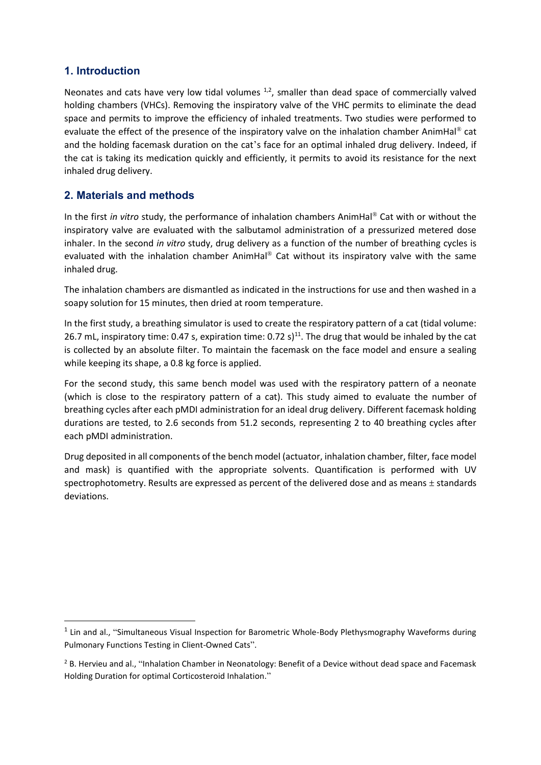## 1. Introduction

Neonates and cats have very low tidal volumes [1,2], smaller than dead space of commercially valved holding chambers (VHCs). Removing the inspiratory valve of the VHC permits to eliminate the dead space and permits to improve the efficiency of inhaled treatments. Two studies were performed to evaluate the effect of the presence of the inspiratory valve on the inhalation chamber AnimHal® cat and the holding facemask duration on the cat's face for an optimal inhaled drug delivery. Indeed, if the cat is taking its medication quickly and efficiently, it permits to avoid its resistance for the next inhaled drug delivery.

## 2. Materials and methods

In the first *in vitro* study, the performance of inhalation chambers AnimHal® Cat with or without the inspiratory valve are evaluated with the salbutamol administration of a pressurized metered dose inhaler. In the second *in vitro* study, drug delivery as a function of the number of breathing cycles is evaluated with the inhalation chamber AnimHal® Cat without its inspiratory valve with the same inhaled drug.

The inhalation chambers are dismantled as indicated in the instructions for use and then washed in a soapy solution for 15 minutes, then dried at room temperature.

In the first study, a breathing simulator is used to create the respiratory pattern of a cat (tidal volume: 26.7 mL, inspiratory time: 0.47 s, expiration time: 0.72 s)[11]. The drug that would be inhaled by the cat is collected by an absolute filter. To maintain the facemask on the face model and ensure a sealing while keeping its shape, a 0.8 kg force is applied.

For the second study, this same bench model was used with the respiratory pattern of a neonate (which is close to the respiratory pattern of a cat). This study aimed to evaluate the number of breathing cycles after each pMDI administration for an ideal drug delivery. Different facemask holding durations are tested, to 2.6 seconds from 51.2 seconds, representing 2 to 40 breathing cycles after each pMDI administration.

Drug deposited in all components of the bench model (actuator, inhalation chamber, filter, face model and mask) is quantified with the appropriate solvents. Quantification is performed with UV spectrophotometry. Results are expressed as percent of the delivered dose and as means ± standards deviations.

---

[1] Lin and al., "Simultaneous Visual Inspection for Barometric Whole-Body Plethysmography Waveforms during Pulmonary Functions Testing in Client-Owned Cats".

[2] B. Hervieu and al., "Inhalation Chamber in Neonatology: Benefit of a Device without dead space and Facemask Holding Duration for optimal Corticosteroid Inhalation."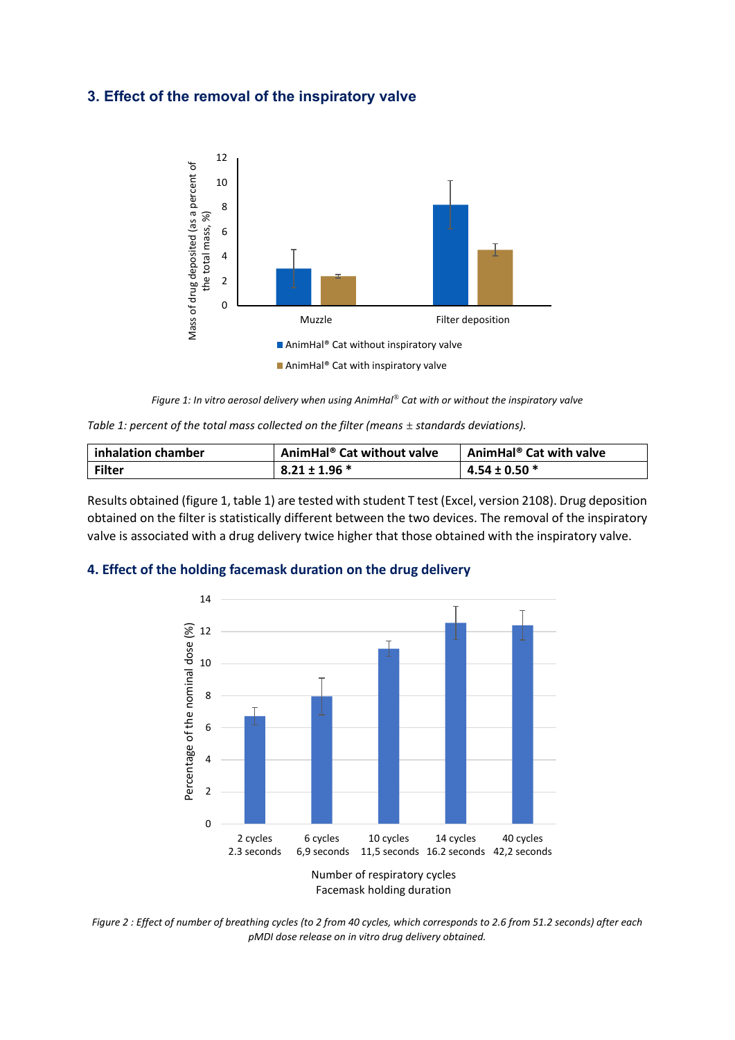### 3. Effect of the removal of the inspiratory valve

*Figure 1: In vitro aerosol delivery when using AnimHal® Cat with or without the inspiratory valve*

*Table 1: percent of the total mass collected on the filter (means ± standards deviations).*

| inhalation chamber | AnimHal® Cat without valve | AnimHal® Cat with valve |
|---|---|---|
| **Filter** | **8.21 ± 1.96 *** | **4.54 ± 0.50 *** |

Results obtained (figure 1, table 1) are tested with student T test (Excel, version 2108). Drug deposition obtained on the filter is statistically different between the two devices. The removal of the inspiratory valve is associated with a drug delivery twice higher that those obtained with the inspiratory valve.

### 4. Effect of the holding facemask duration on the drug delivery

*Figure 2 : Effect of number of breathing cycles (to 2 from 40 cycles, which corresponds to 2.6 from 51.2 seconds) after each pMDI dose release on in vitro drug delivery obtained.*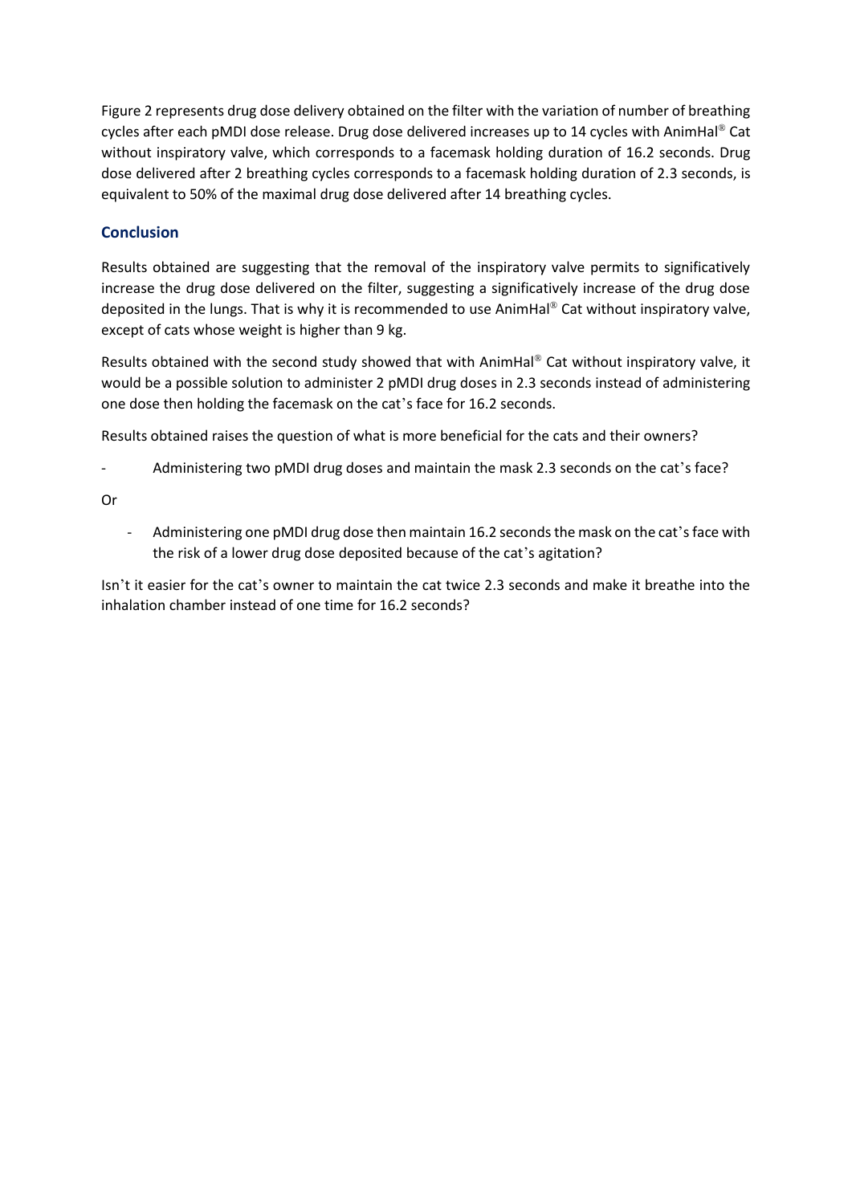Figure 2 represents drug dose delivery obtained on the filter with the variation of number of breathing cycles after each pMDI dose release. Drug dose delivered increases up to 14 cycles with AnimHal® Cat without inspiratory valve, which corresponds to a facemask holding duration of 16.2 seconds. Drug dose delivered after 2 breathing cycles corresponds to a facemask holding duration of 2.3 seconds, is equivalent to 50% of the maximal drug dose delivered after 14 breathing cycles.

## Conclusion

Results obtained are suggesting that the removal of the inspiratory valve permits to significatively increase the drug dose delivered on the filter, suggesting a significatively increase of the drug dose deposited in the lungs. That is why it is recommended to use AnimHal® Cat without inspiratory valve, except of cats whose weight is higher than 9 kg.

Results obtained with the second study showed that with AnimHal® Cat without inspiratory valve, it would be a possible solution to administer 2 pMDI drug doses in 2.3 seconds instead of administering one dose then holding the facemask on the cat's face for 16.2 seconds.

Results obtained raises the question of what is more beneficial for the cats and their owners?

- Administering two pMDI drug doses and maintain the mask 2.3 seconds on the cat's face?

Or

- Administering one pMDI drug dose then maintain 16.2 seconds the mask on the cat's face with the risk of a lower drug dose deposited because of the cat's agitation?

Isn't it easier for the cat's owner to maintain the cat twice 2.3 seconds and make it breathe into the inhalation chamber instead of one time for 16.2 seconds?